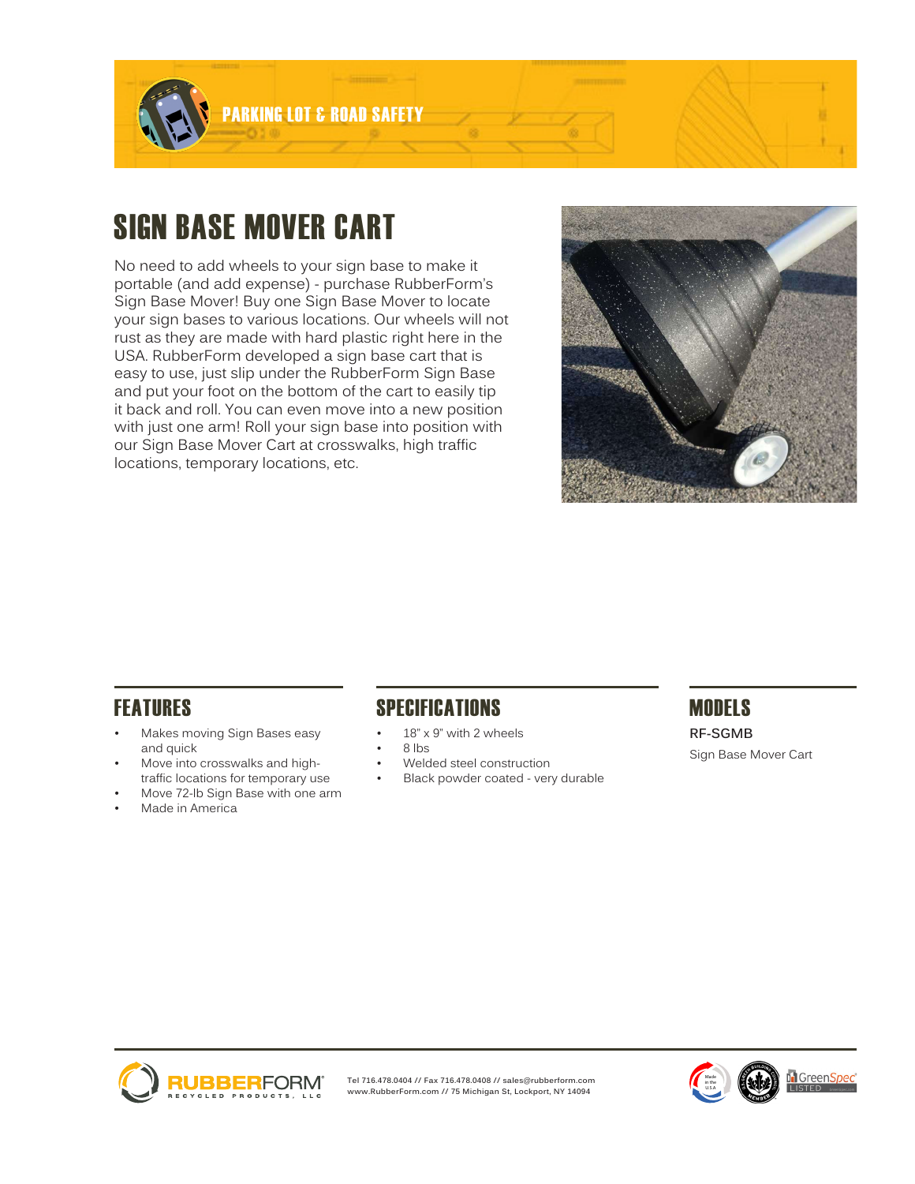PARKING LOT & ROAD SAFETY

# SIGN BASE MOVER CART

No need to add wheels to your sign base to make it portable (and add expense) - purchase RubberForm's Sign Base Mover! Buy one Sign Base Mover to locate your sign bases to various locations. Our wheels will not rust as they are made with hard plastic right here in the USA. RubberForm developed a sign base cart that is easy to use, just slip under the RubberForm Sign Base and put your foot on the bottom of the cart to easily tip it back and roll. You can even move into a new position with just one arm! Roll your sign base into position with our Sign Base Mover Cart at crosswalks, high traffic locations, temporary locations, etc.

## FEATURES

- Makes moving Sign Bases easy and quick
- Move into crosswalks and high-traffic locations for temporary use
- Move 72-lb Sign Base with one arm
- Made in America

## SPECIFICATIONS

- 18" x 9" with 2 wheels
- 8 lbs
- Welded steel construction
- Black powder coated - very durable

## MODELS

**RF-SGMB**

Sign Base Mover Cart

RUBBERFORM RECYCLED PRODUCTS, LLC

Tel 716.478.0404 // Fax 716.478.0408 // sales@rubberform.com
www.RubberForm.com // 75 Michigan St, Lockport, NY 14094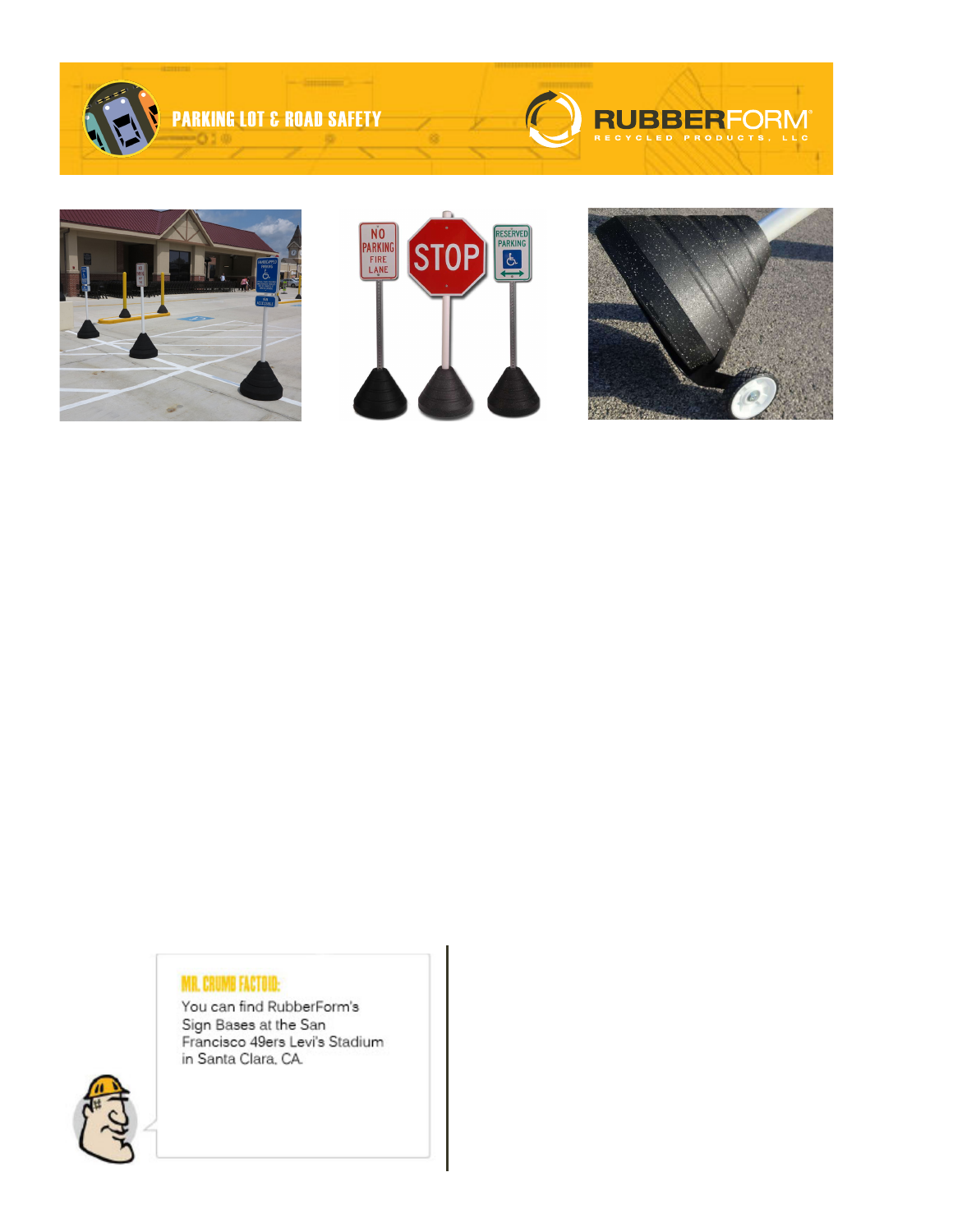PARKING LOT & ROAD SAFETY

RUBBERFORM RECYCLED PRODUCTS, LLC

**MR. CRUMB FACTOID:**

You can find RubberForm's Sign Bases at the San Francisco 49ers Levi's Stadium in Santa Clara, CA.